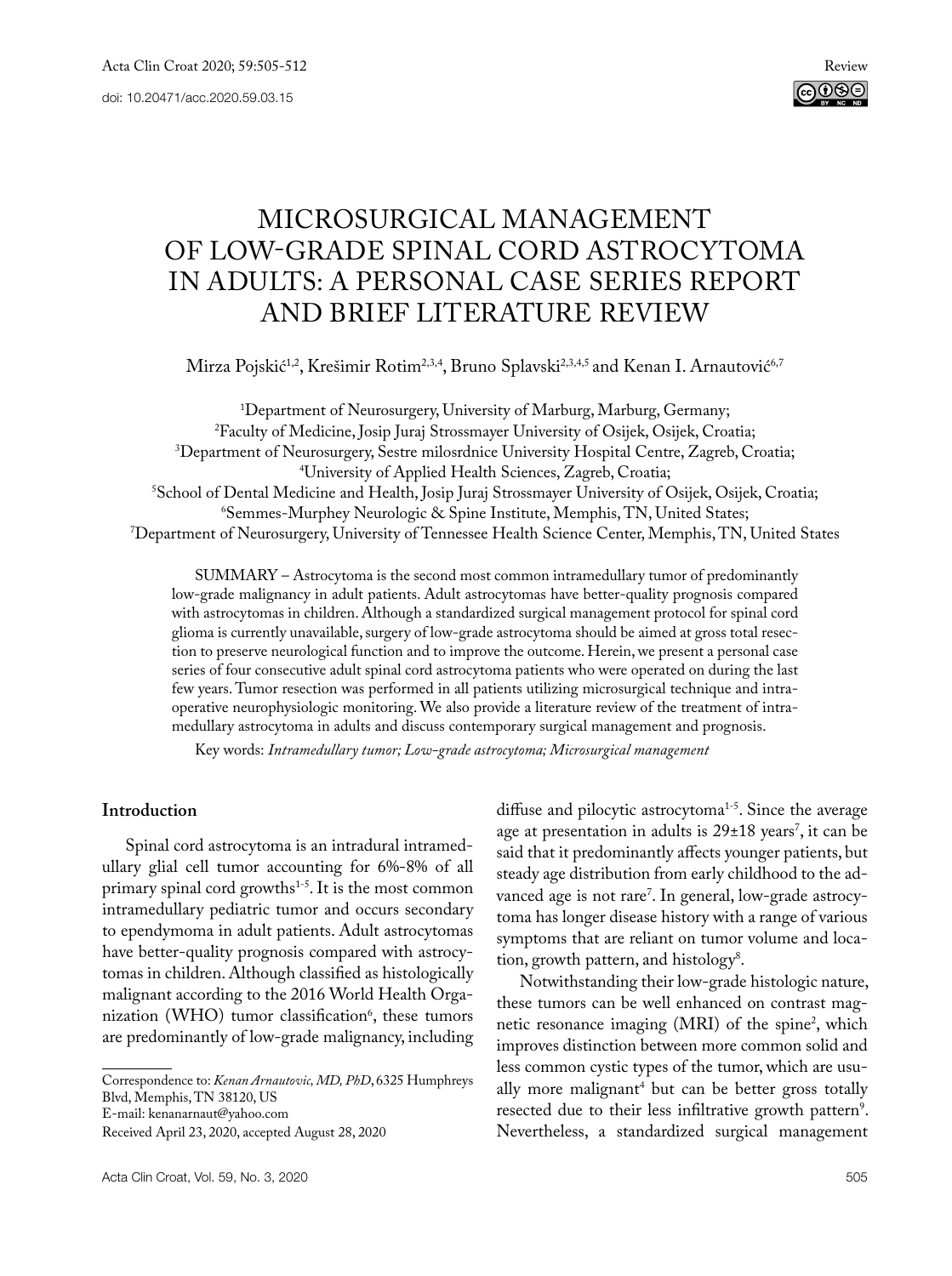# MICROSURGICAL MANAGEMENT OF LOW-GRADE SPINAL CORD ASTROCYTOMA IN ADULTS: A PERSONAL CASE SERIES REPORT AND BRIEF LITERATURE REVIEW

Mirza Pojskić[1,2], Krešimir Rotim[2,3,4], Bruno Splavski[2,3,4,5] and Kenan I. Arnautović[6,7]

[1]Department of Neurosurgery, University of Marburg, Marburg, Germany;
[2]Faculty of Medicine, Josip Juraj Strossmayer University of Osijek, Osijek, Croatia;
[3]Department of Neurosurgery, Sestre milosrdnice University Hospital Centre, Zagreb, Croatia;
[4]University of Applied Health Sciences, Zagreb, Croatia;
[5]School of Dental Medicine and Health, Josip Juraj Strossmayer University of Osijek, Osijek, Croatia;
[6]Semmes-Murphey Neurologic & Spine Institute, Memphis, TN, United States;
[7]Department of Neurosurgery, University of Tennessee Health Science Center, Memphis, TN, United States

SUMMARY – Astrocytoma is the second most common intramedullary tumor of predominantly low-grade malignancy in adult patients. Adult astrocytomas have better-quality prognosis compared with astrocytomas in children. Although a standardized surgical management protocol for spinal cord glioma is currently unavailable, surgery of low-grade astrocytoma should be aimed at gross total resection to preserve neurological function and to improve the outcome. Herein, we present a personal case series of four consecutive adult spinal cord astrocytoma patients who were operated on during the last few years. Tumor resection was performed in all patients utilizing microsurgical technique and intraoperative neurophysiologic monitoring. We also provide a literature review of the treatment of intramedullary astrocytoma in adults and discuss contemporary surgical management and prognosis.

Key words: *Intramedullary tumor; Low-grade astrocytoma; Microsurgical management*

## Introduction

Spinal cord astrocytoma is an intradural intramedullary glial cell tumor accounting for 6%-8% of all primary spinal cord growths[1-5]. It is the most common intramedullary pediatric tumor and occurs secondary to ependymoma in adult patients. Adult astrocytomas have better-quality prognosis compared with astrocytomas in children. Although classified as histologically malignant according to the 2016 World Health Organization (WHO) tumor classification[6], these tumors are predominantly of low-grade malignancy, including diffuse and pilocytic astrocytoma[1-5]. Since the average age at presentation in adults is 29±18 years[7], it can be said that it predominantly affects younger patients, but steady age distribution from early childhood to the advanced age is not rare[7]. In general, low-grade astrocytoma has longer disease history with a range of various symptoms that are reliant on tumor volume and location, growth pattern, and histology[8].

Notwithstanding their low-grade histologic nature, these tumors can be well enhanced on contrast magnetic resonance imaging (MRI) of the spine[2], which improves distinction between more common solid and less common cystic types of the tumor, which are usually more malignant[4] but can be better gross totally resected due to their less infiltrative growth pattern[9]. Nevertheless, a standardized surgical management

Correspondence to: *Kenan Arnautovic, MD, PhD*, 6325 Humphreys Blvd, Memphis, TN 38120, US
E-mail: kenanarnaut@yahoo.com
Received April 23, 2020, accepted August 28, 2020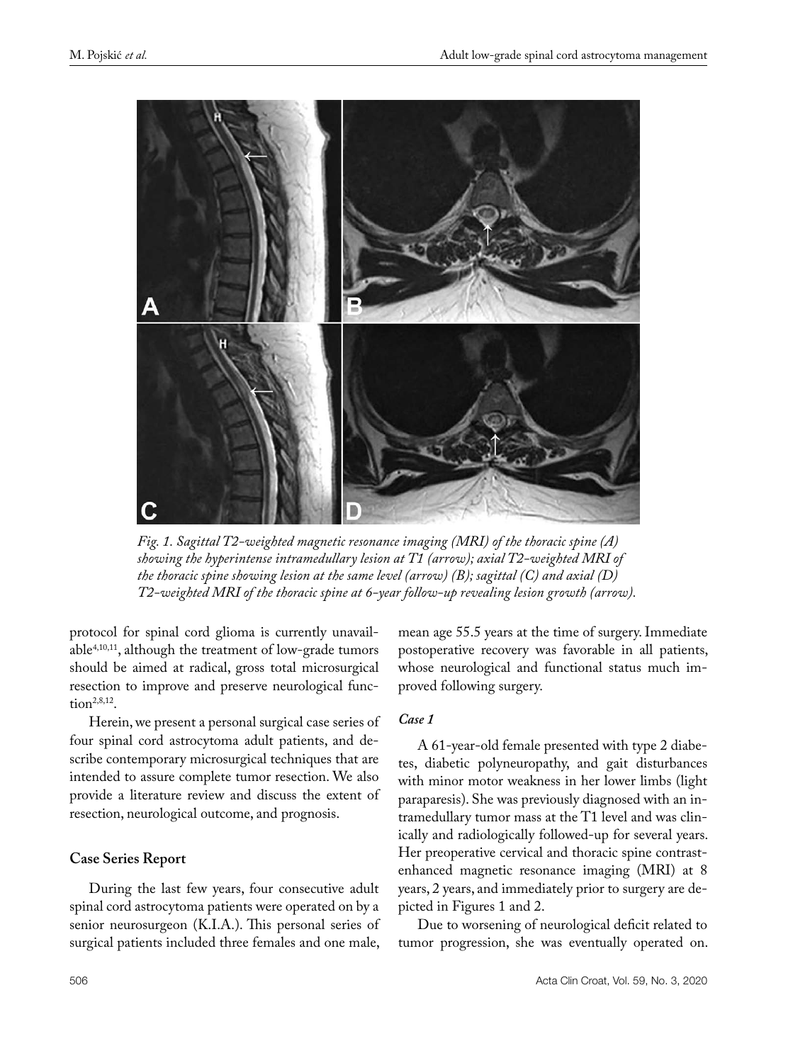*Fig. 1. Sagittal T2-weighted magnetic resonance imaging (MRI) of the thoracic spine (A) showing the hyperintense intramedullary lesion at T1 (arrow); axial T2-weighted MRI of the thoracic spine showing lesion at the same level (arrow) (B); sagittal (C) and axial (D) T2-weighted MRI of the thoracic spine at 6-year follow-up revealing lesion growth (arrow).*

protocol for spinal cord glioma is currently unavailable[4,10,11], although the treatment of low-grade tumors should be aimed at radical, gross total microsurgical resection to improve and preserve neurological function[2,8,12].

Herein, we present a personal surgical case series of four spinal cord astrocytoma adult patients, and describe contemporary microsurgical techniques that are intended to assure complete tumor resection. We also provide a literature review and discuss the extent of resection, neurological outcome, and prognosis.

## Case Series Report

During the last few years, four consecutive adult spinal cord astrocytoma patients were operated on by a senior neurosurgeon (K.I.A.). This personal series of surgical patients included three females and one male, mean age 55.5 years at the time of surgery. Immediate postoperative recovery was favorable in all patients, whose neurological and functional status much improved following surgery.

### *Case 1*

A 61-year-old female presented with type 2 diabetes, diabetic polyneuropathy, and gait disturbances with minor motor weakness in her lower limbs (light paraparesis). She was previously diagnosed with an intramedullary tumor mass at the T1 level and was clinically and radiologically followed-up for several years. Her preoperative cervical and thoracic spine contrast-enhanced magnetic resonance imaging (MRI) at 8 years, 2 years, and immediately prior to surgery are depicted in Figures 1 and 2.

Due to worsening of neurological deficit related to tumor progression, she was eventually operated on.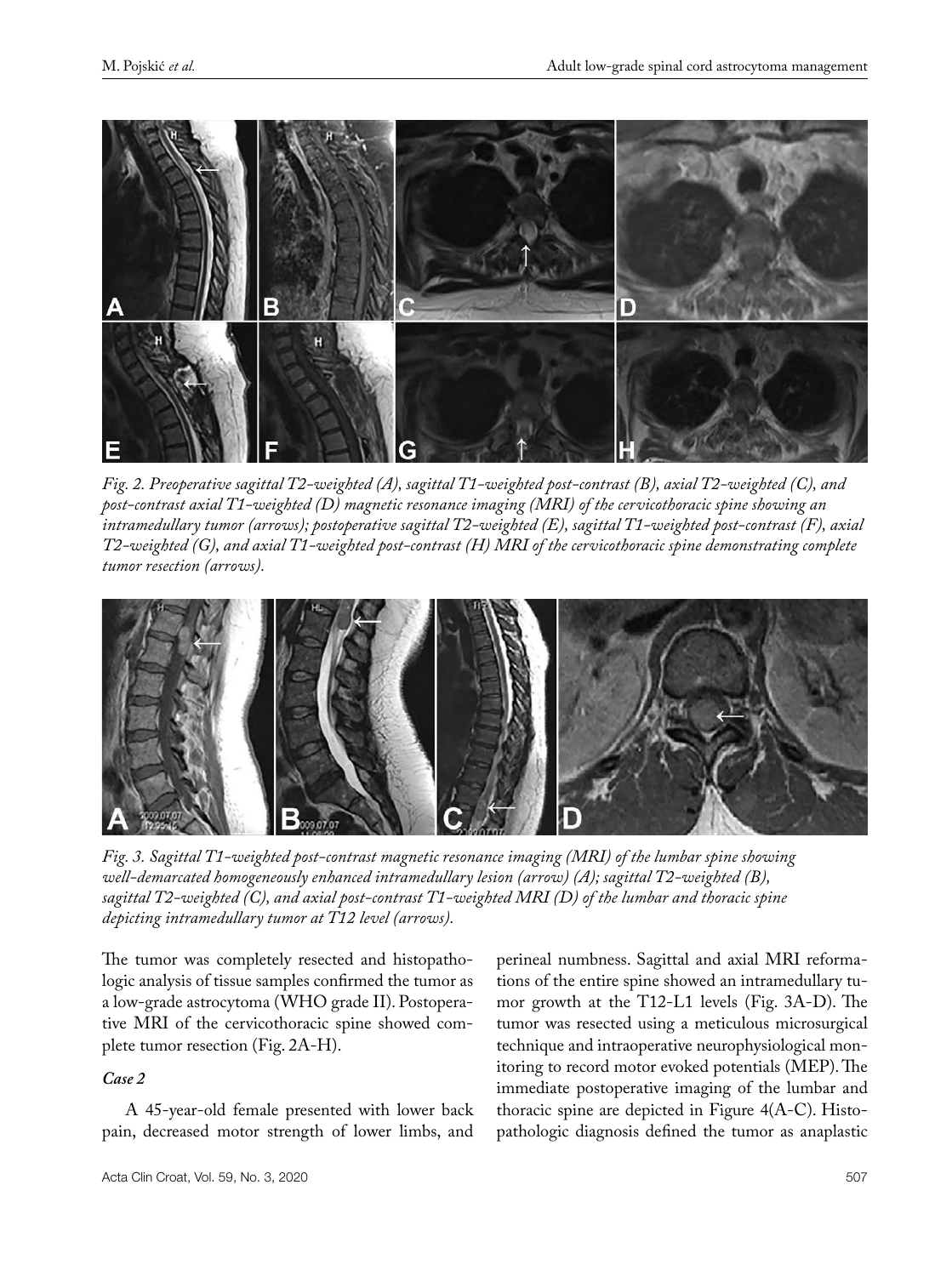*Fig. 2. Preoperative sagittal T2-weighted (A), sagittal T1-weighted post-contrast (B), axial T2-weighted (C), and post-contrast axial T1-weighted (D) magnetic resonance imaging (MRI) of the cervicothoracic spine showing an intramedullary tumor (arrows); postoperative sagittal T2-weighted (E), sagittal T1-weighted post-contrast (F), axial T2-weighted (G), and axial T1-weighted post-contrast (H) MRI of the cervicothoracic spine demonstrating complete tumor resection (arrows).*

*Fig. 3. Sagittal T1-weighted post-contrast magnetic resonance imaging (MRI) of the lumbar spine showing well-demarcated homogeneously enhanced intramedullary lesion (arrow) (A); sagittal T2-weighted (B), sagittal T2-weighted (C), and axial post-contrast T1-weighted MRI (D) of the lumbar and thoracic spine depicting intramedullary tumor at T12 level (arrows).*

The tumor was completely resected and histopathologic analysis of tissue samples confirmed the tumor as a low-grade astrocytoma (WHO grade II). Postoperative MRI of the cervicothoracic spine showed complete tumor resection (Fig. 2A-H).

### *Case 2*

A 45-year-old female presented with lower back pain, decreased motor strength of lower limbs, and perineal numbness. Sagittal and axial MRI reformations of the entire spine showed an intramedullary tumor growth at the T12-L1 levels (Fig. 3A-D). The tumor was resected using a meticulous microsurgical technique and intraoperative neurophysiological monitoring to record motor evoked potentials (MEP). The immediate postoperative imaging of the lumbar and thoracic spine are depicted in Figure 4(A-C). Histopathologic diagnosis defined the tumor as anaplastic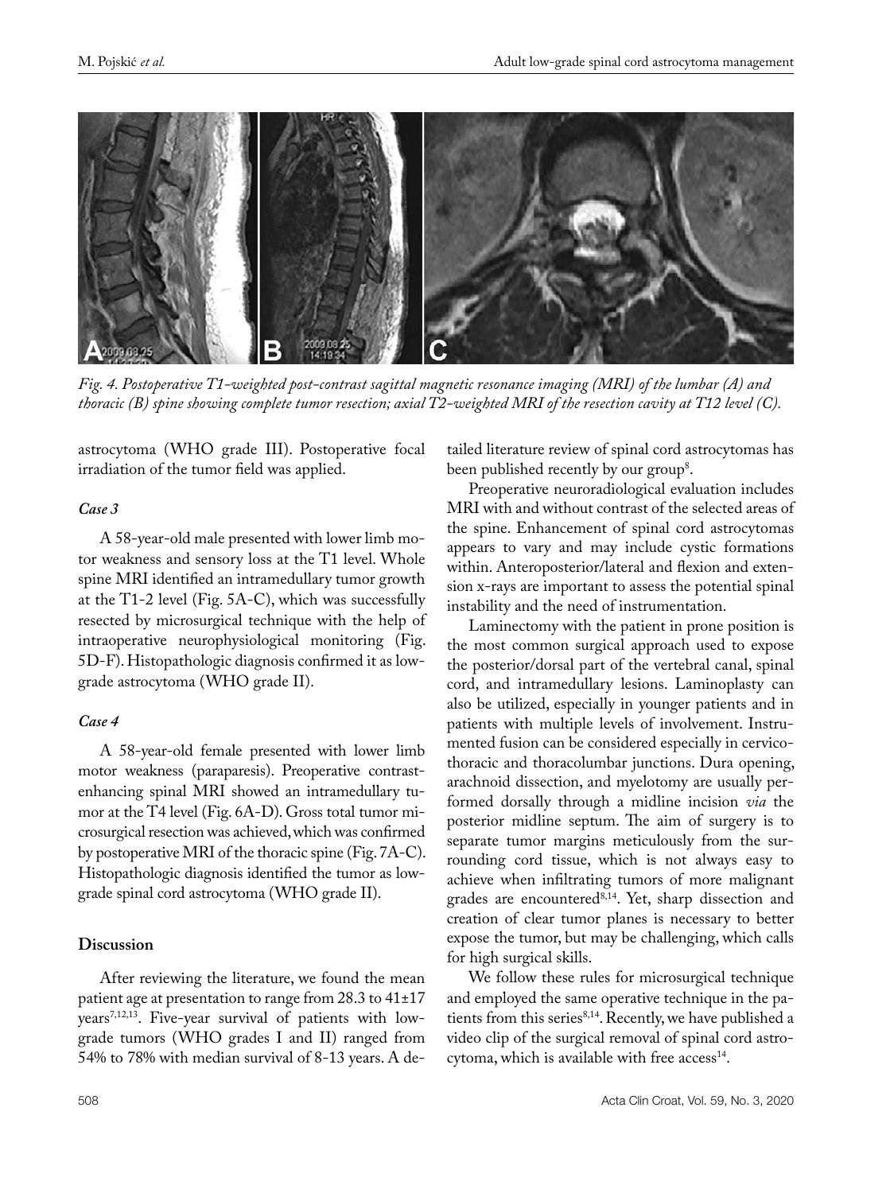*Fig. 4. Postoperative T1-weighted post-contrast sagittal magnetic resonance imaging (MRI) of the lumbar (A) and thoracic (B) spine showing complete tumor resection; axial T2-weighted MRI of the resection cavity at T12 level (C).*

astrocytoma (WHO grade III). Postoperative focal irradiation of the tumor field was applied.

### *Case 3*

A 58-year-old male presented with lower limb motor weakness and sensory loss at the T1 level. Whole spine MRI identified an intramedullary tumor growth at the T1-2 level (Fig. 5A-C), which was successfully resected by microsurgical technique with the help of intraoperative neurophysiological monitoring (Fig. 5D-F). Histopathologic diagnosis confirmed it as low-grade astrocytoma (WHO grade II).

### *Case 4*

A 58-year-old female presented with lower limb motor weakness (paraparesis). Preoperative contrast-enhancing spinal MRI showed an intramedullary tumor at the T4 level (Fig. 6A-D). Gross total tumor microsurgical resection was achieved, which was confirmed by postoperative MRI of the thoracic spine (Fig. 7A-C). Histopathologic diagnosis identified the tumor as low-grade spinal cord astrocytoma (WHO grade II).

## Discussion

After reviewing the literature, we found the mean patient age at presentation to range from 28.3 to 41±17 years[7,12,13]. Five-year survival of patients with low-grade tumors (WHO grades I and II) ranged from 54% to 78% with median survival of 8-13 years. A detailed literature review of spinal cord astrocytomas has been published recently by our group[8].

Preoperative neuroradiological evaluation includes MRI with and without contrast of the selected areas of the spine. Enhancement of spinal cord astrocytomas appears to vary and may include cystic formations within. Anteroposterior/lateral and flexion and extension x-rays are important to assess the potential spinal instability and the need of instrumentation.

Laminectomy with the patient in prone position is the most common surgical approach used to expose the posterior/dorsal part of the vertebral canal, spinal cord, and intramedullary lesions. Laminoplasty can also be utilized, especially in younger patients and in patients with multiple levels of involvement. Instrumented fusion can be considered especially in cervicothoracic and thoracolumbar junctions. Dura opening, arachnoid dissection, and myelotomy are usually performed dorsally through a midline incision *via* the posterior midline septum. The aim of surgery is to separate tumor margins meticulously from the surrounding cord tissue, which is not always easy to achieve when infiltrating tumors of more malignant grades are encountered[8,14]. Yet, sharp dissection and creation of clear tumor planes is necessary to better expose the tumor, but may be challenging, which calls for high surgical skills.

We follow these rules for microsurgical technique and employed the same operative technique in the patients from this series[8,14]. Recently, we have published a video clip of the surgical removal of spinal cord astrocytoma, which is available with free access[14].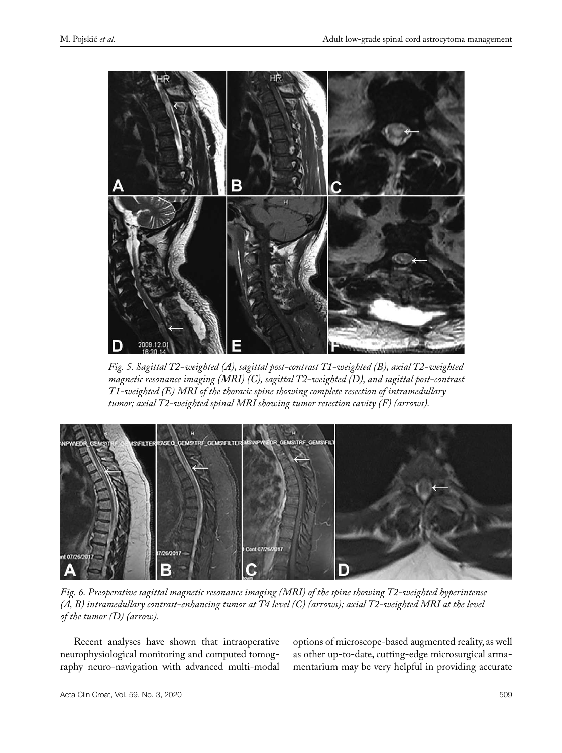*Fig. 5. Sagittal T2-weighted (A), sagittal post-contrast T1-weighted (B), axial T2-weighted magnetic resonance imaging (MRI) (C), sagittal T2-weighted (D), and sagittal post-contrast T1-weighted (E) MRI of the thoracic spine showing complete resection of intramedullary tumor; axial T2-weighted spinal MRI showing tumor resection cavity (F) (arrows).*

*Fig. 6. Preoperative sagittal magnetic resonance imaging (MRI) of the spine showing T2-weighted hyperintense (A, B) intramedullary contrast-enhancing tumor at T4 level (C) (arrows); axial T2-weighted MRI at the level of the tumor (D) (arrow).*

Recent analyses have shown that intraoperative neurophysiological monitoring and computed tomography neuro-navigation with advanced multi-modal options of microscope-based augmented reality, as well as other up-to-date, cutting-edge microsurgical armamentarium may be very helpful in providing accurate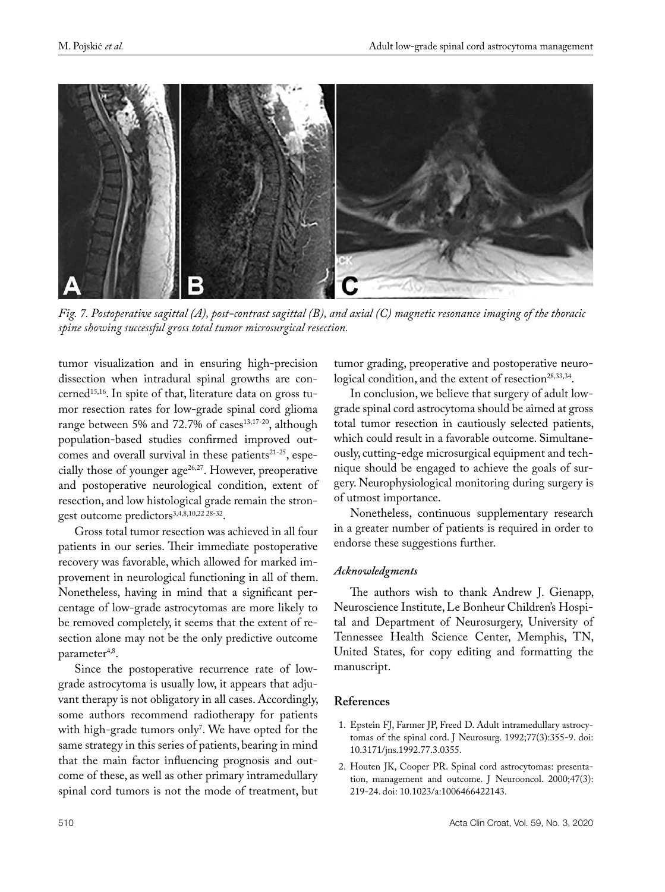*Fig. 7. Postoperative sagittal (A), post-contrast sagittal (B), and axial (C) magnetic resonance imaging of the thoracic spine showing successful gross total tumor microsurgical resection.*

tumor visualization and in ensuring high-precision dissection when intradural spinal growths are concerned[15,16]. In spite of that, literature data on gross tumor resection rates for low-grade spinal cord glioma range between 5% and 72.7% of cases[13,17-20], although population-based studies confirmed improved outcomes and overall survival in these patients[21-25], especially those of younger age[26,27]. However, preoperative and postoperative neurological condition, extent of resection, and low histological grade remain the strongest outcome predictors[3,4,8,10,22 28-32].

Gross total tumor resection was achieved in all four patients in our series. Their immediate postoperative recovery was favorable, which allowed for marked improvement in neurological functioning in all of them. Nonetheless, having in mind that a significant percentage of low-grade astrocytomas are more likely to be removed completely, it seems that the extent of resection alone may not be the only predictive outcome parameter[4,8].

Since the postoperative recurrence rate of low-grade astrocytoma is usually low, it appears that adjuvant therapy is not obligatory in all cases. Accordingly, some authors recommend radiotherapy for patients with high-grade tumors only[7]. We have opted for the same strategy in this series of patients, bearing in mind that the main factor influencing prognosis and outcome of these, as well as other primary intramedullary spinal cord tumors is not the mode of treatment, but tumor grading, preoperative and postoperative neurological condition, and the extent of resection[28,33,34].

In conclusion, we believe that surgery of adult low-grade spinal cord astrocytoma should be aimed at gross total tumor resection in cautiously selected patients, which could result in a favorable outcome. Simultaneously, cutting-edge microsurgical equipment and technique should be engaged to achieve the goals of surgery. Neurophysiological monitoring during surgery is of utmost importance.

Nonetheless, continuous supplementary research in a greater number of patients is required in order to endorse these suggestions further.

### *Acknowledgments*

The authors wish to thank Andrew J. Gienapp, Neuroscience Institute, Le Bonheur Children's Hospital and Department of Neurosurgery, University of Tennessee Health Science Center, Memphis, TN, United States, for copy editing and formatting the manuscript.

## References

1. Epstein FJ, Farmer JP, Freed D. Adult intramedullary astrocytomas of the spinal cord. J Neurosurg. 1992;77(3):355-9. doi: 10.3171/jns.1992.77.3.0355.
2. Houten JK, Cooper PR. Spinal cord astrocytomas: presentation, management and outcome. J Neurooncol. 2000;47(3): 219-24. doi: 10.1023/a:1006466422143.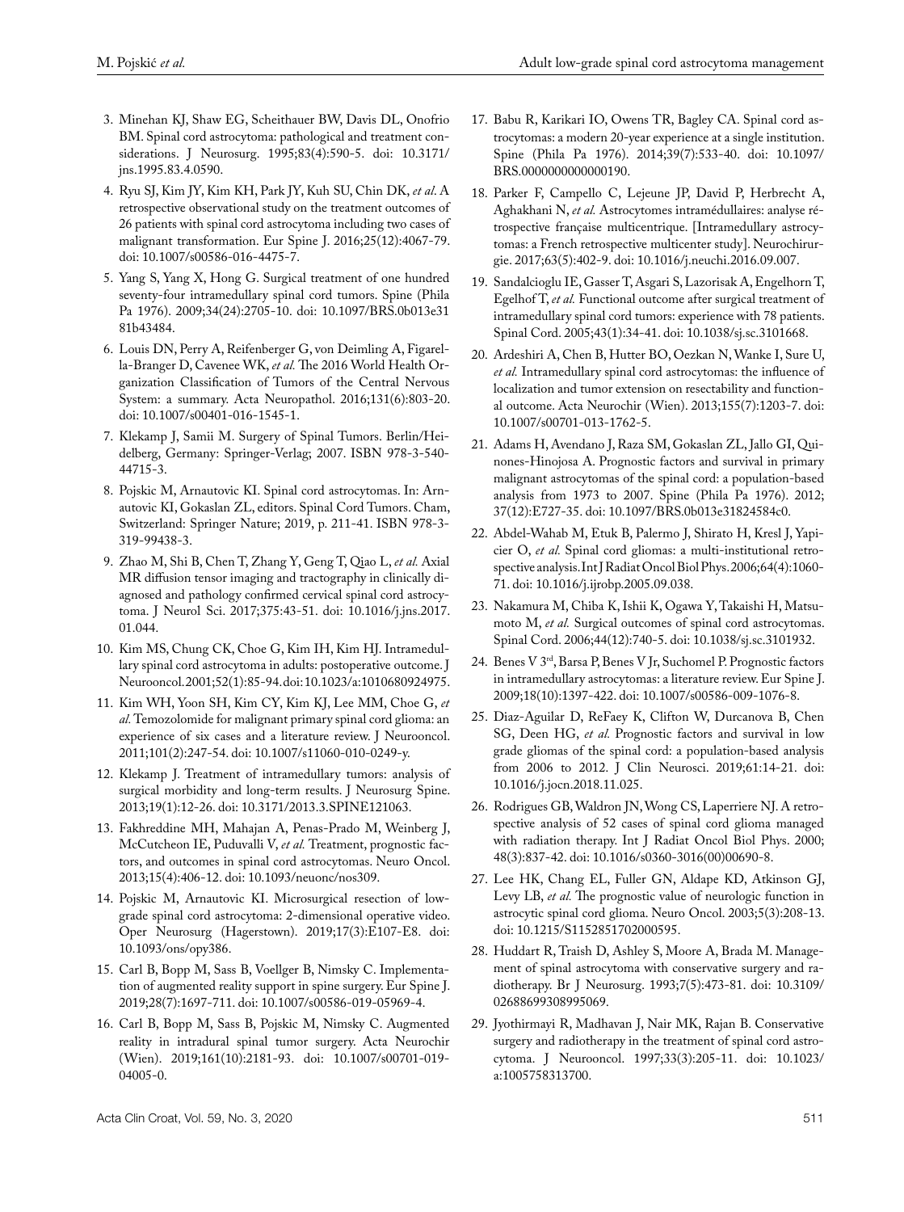3. Minehan KJ, Shaw EG, Scheithauer BW, Davis DL, Onofrio BM. Spinal cord astrocytoma: pathological and treatment considerations. J Neurosurg. 1995;83(4):590-5. doi: 10.3171/jns.1995.83.4.0590.
4. Ryu SJ, Kim JY, Kim KH, Park JY, Kuh SU, Chin DK, *et al*. A retrospective observational study on the treatment outcomes of 26 patients with spinal cord astrocytoma including two cases of malignant transformation. Eur Spine J. 2016;25(12):4067-79. doi: 10.1007/s00586-016-4475-7.
5. Yang S, Yang X, Hong G. Surgical treatment of one hundred seventy-four intramedullary spinal cord tumors. Spine (Phila Pa 1976). 2009;34(24):2705-10. doi: 10.1097/BRS.0b013e3181b43484.
6. Louis DN, Perry A, Reifenberger G, von Deimling A, Figarella-Branger D, Cavenee WK, *et al.* The 2016 World Health Organization Classification of Tumors of the Central Nervous System: a summary. Acta Neuropathol. 2016;131(6):803-20. doi: 10.1007/s00401-016-1545-1.
7. Klekamp J, Samii M. Surgery of Spinal Tumors. Berlin/Heidelberg, Germany: Springer-Verlag; 2007. ISBN 978-3-540-44715-3.
8. Pojskic M, Arnautovic KI. Spinal cord astrocytomas. In: Arnautovic KI, Gokaslan ZL, editors. Spinal Cord Tumors. Cham, Switzerland: Springer Nature; 2019, p. 211-41. ISBN 978-3-319-99438-3.
9. Zhao M, Shi B, Chen T, Zhang Y, Geng T, Qiao L, *et al.* Axial MR diffusion tensor imaging and tractography in clinically diagnosed and pathology confirmed cervical spinal cord astrocytoma. J Neurol Sci. 2017;375:43-51. doi: 10.1016/j.jns.2017.01.044.
10. Kim MS, Chung CK, Choe G, Kim IH, Kim HJ. Intramedullary spinal cord astrocytoma in adults: postoperative outcome. J Neurooncol. 2001;52(1):85-94. doi: 10.1023/a:1010680924975.
11. Kim WH, Yoon SH, Kim CY, Kim KJ, Lee MM, Choe G, *et al.* Temozolomide for malignant primary spinal cord glioma: an experience of six cases and a literature review. J Neurooncol. 2011;101(2):247-54. doi: 10.1007/s11060-010-0249-y.
12. Klekamp J. Treatment of intramedullary tumors: analysis of surgical morbidity and long-term results. J Neurosurg Spine. 2013;19(1):12-26. doi: 10.3171/2013.3.SPINE121063.
13. Fakhreddine MH, Mahajan A, Penas-Prado M, Weinberg J, McCutcheon IE, Puduvalli V, *et al.* Treatment, prognostic factors, and outcomes in spinal cord astrocytomas. Neuro Oncol. 2013;15(4):406-12. doi: 10.1093/neuonc/nos309.
14. Pojskic M, Arnautovic KI. Microsurgical resection of low-grade spinal cord astrocytoma: 2-dimensional operative video. Oper Neurosurg (Hagerstown). 2019;17(3):E107-E8. doi: 10.1093/ons/opy386.
15. Carl B, Bopp M, Sass B, Voellger B, Nimsky C. Implementation of augmented reality support in spine surgery. Eur Spine J. 2019;28(7):1697-711. doi: 10.1007/s00586-019-05969-4.
16. Carl B, Bopp M, Sass B, Pojskic M, Nimsky C. Augmented reality in intradural spinal tumor surgery. Acta Neurochir (Wien). 2019;161(10):2181-93. doi: 10.1007/s00701-019-04005-0.
17. Babu R, Karikari IO, Owens TR, Bagley CA. Spinal cord astrocytomas: a modern 20-year experience at a single institution. Spine (Phila Pa 1976). 2014;39(7):533-40. doi: 10.1097/BRS.0000000000000190.
18. Parker F, Campello C, Lejeune JP, David P, Herbrecht A, Aghakhani N, *et al.* Astrocytomes intramédullaires: analyse rétrospective française multicentrique. [Intramedullary astrocytomas: a French retrospective multicenter study]. Neurochirurgie. 2017;63(5):402-9. doi: 10.1016/j.neuchi.2016.09.007.
19. Sandalcioglu IE, Gasser T, Asgari S, Lazorisak A, Engelhorn T, Egelhof T, *et al.* Functional outcome after surgical treatment of intramedullary spinal cord tumors: experience with 78 patients. Spinal Cord. 2005;43(1):34-41. doi: 10.1038/sj.sc.3101668.
20. Ardeshiri A, Chen B, Hutter BO, Oezkan N, Wanke I, Sure U, *et al.* Intramedullary spinal cord astrocytomas: the influence of localization and tumor extension on resectability and functional outcome. Acta Neurochir (Wien). 2013;155(7):1203-7. doi: 10.1007/s00701-013-1762-5.
21. Adams H, Avendano J, Raza SM, Gokaslan ZL, Jallo GI, Quinones-Hinojosa A. Prognostic factors and survival in primary malignant astrocytomas of the spinal cord: a population-based analysis from 1973 to 2007. Spine (Phila Pa 1976). 2012;37(12):E727-35. doi: 10.1097/BRS.0b013e31824584c0.
22. Abdel-Wahab M, Etuk B, Palermo J, Shirato H, Kresl J, Yapicier O, *et al.* Spinal cord gliomas: a multi-institutional retrospective analysis. Int J Radiat Oncol Biol Phys. 2006;64(4):1060-71. doi: 10.1016/j.ijrobp.2005.09.038.
23. Nakamura M, Chiba K, Ishii K, Ogawa Y, Takaishi H, Matsumoto M, *et al.* Surgical outcomes of spinal cord astrocytomas. Spinal Cord. 2006;44(12):740-5. doi: 10.1038/sj.sc.3101932.
24. Benes V 3rd, Barsa P, Benes V Jr, Suchomel P. Prognostic factors in intramedullary astrocytomas: a literature review. Eur Spine J. 2009;18(10):1397-422. doi: 10.1007/s00586-009-1076-8.
25. Diaz-Aguilar D, ReFaey K, Clifton W, Durcanova B, Chen SG, Deen HG, *et al.* Prognostic factors and survival in low grade gliomas of the spinal cord: a population-based analysis from 2006 to 2012. J Clin Neurosci. 2019;61:14-21. doi: 10.1016/j.jocn.2018.11.025.
26. Rodrigues GB, Waldron JN, Wong CS, Laperriere NJ. A retrospective analysis of 52 cases of spinal cord glioma managed with radiation therapy. Int J Radiat Oncol Biol Phys. 2000;48(3):837-42. doi: 10.1016/s0360-3016(00)00690-8.
27. Lee HK, Chang EL, Fuller GN, Aldape KD, Atkinson GJ, Levy LB, *et al.* The prognostic value of neurologic function in astrocytic spinal cord glioma. Neuro Oncol. 2003;5(3):208-13. doi: 10.1215/S1152851702000595.
28. Huddart R, Traish D, Ashley S, Moore A, Brada M. Management of spinal astrocytoma with conservative surgery and radiotherapy. Br J Neurosurg. 1993;7(5):473-81. doi: 10.3109/02688699308995069.
29. Jyothirmayi R, Madhavan J, Nair MK, Rajan B. Conservative surgery and radiotherapy in the treatment of spinal cord astrocytoma. J Neurooncol. 1997;33(3):205-11. doi: 10.1023/a:1005758313700.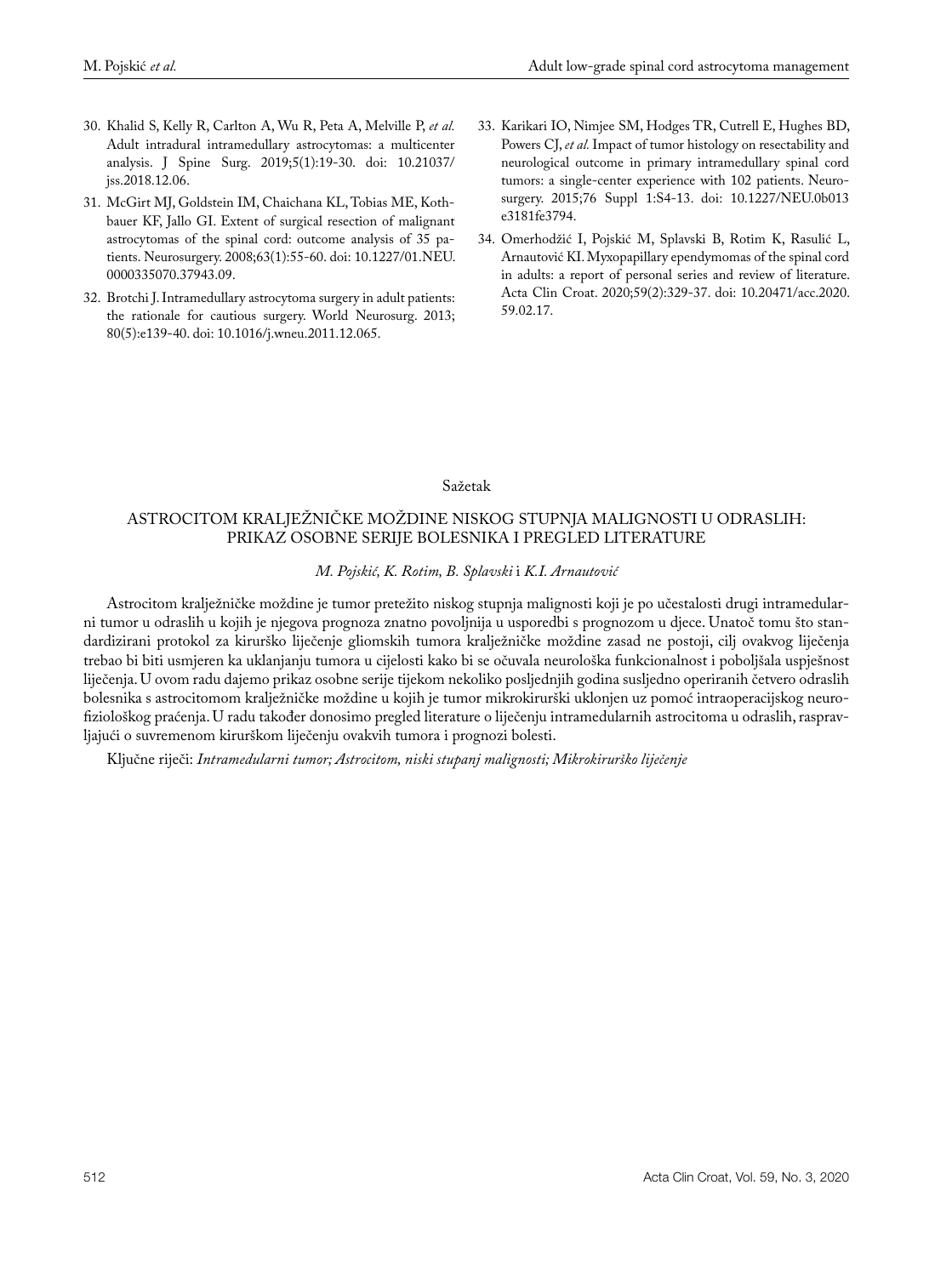30. Khalid S, Kelly R, Carlton A, Wu R, Peta A, Melville P, *et al.* Adult intradural intramedullary astrocytomas: a multicenter analysis. J Spine Surg. 2019;5(1):19-30. doi: 10.21037/jss.2018.12.06.
31. McGirt MJ, Goldstein IM, Chaichana KL, Tobias ME, Kothbauer KF, Jallo GI. Extent of surgical resection of malignant astrocytomas of the spinal cord: outcome analysis of 35 patients. Neurosurgery. 2008;63(1):55-60. doi: 10.1227/01.NEU.0000335070.37943.09.
32. Brotchi J. Intramedullary astrocytoma surgery in adult patients: the rationale for cautious surgery. World Neurosurg. 2013;80(5):e139-40. doi: 10.1016/j.wneu.2011.12.065.
33. Karikari IO, Nimjee SM, Hodges TR, Cutrell E, Hughes BD, Powers CJ, *et al.* Impact of tumor histology on resectability and neurological outcome in primary intramedullary spinal cord tumors: a single-center experience with 102 patients. Neurosurgery. 2015;76 Suppl 1:S4-13. doi: 10.1227/NEU.0b013e3181fe3794.
34. Omerhodžić I, Pojskić M, Splavski B, Rotim K, Rasulić L, Arnautović KI. Myxopapillary ependymomas of the spinal cord in adults: a report of personal series and review of literature. Acta Clin Croat. 2020;59(2):329-37. doi: 10.20471/acc.2020.59.02.17.

## Sažetak

### ASTROCITOM KRALJEŽNIČKE MOŽDINE NISKOG STUPNJA MALIGNOSTI U ODRASLIH: PRIKAZ OSOBNE SERIJE BOLESNIKA I PREGLED LITERATURE

*M. Pojskić, K. Rotim, B. Splavski* i *K.I. Arnautović*

Astrocitom kralježničke moždine je tumor pretežito niskog stupnja malignosti koji je po učestalosti drugi intramedularni tumor u odraslih u kojih je njegova prognoza znatno povoljnija u usporedbi s prognozom u djece. Unatoč tomu što standardizirani protokol za kirurško liječenje gliomskih tumora kralježničke moždine zasad ne postoji, cilj ovakvog liječenja trebao bi biti usmjeren ka uklanjanju tumora u cijelosti kako bi se očuvala neurološka funkcionalnost i poboljšala uspješnost liječenja. U ovom radu dajemo prikaz osobne serije tijekom nekoliko posljednjih godina susljedno operiranih četvero odraslih bolesnika s astrocitomom kralježničke moždine u kojih je tumor mikrokirurški uklonjen uz pomoć intraoperacijskog neurofiziološkog praćenja. U radu također donosimo pregled literature o liječenju intramedularnih astrocitoma u odraslih, raspravljajući o suvremenom kirurškom liječenju ovakvih tumora i prognozi bolesti.

Ključne riječi: *Intramedularni tumor; Astrocitom, niski stupanj malignosti; Mikrokirurško liječenje*